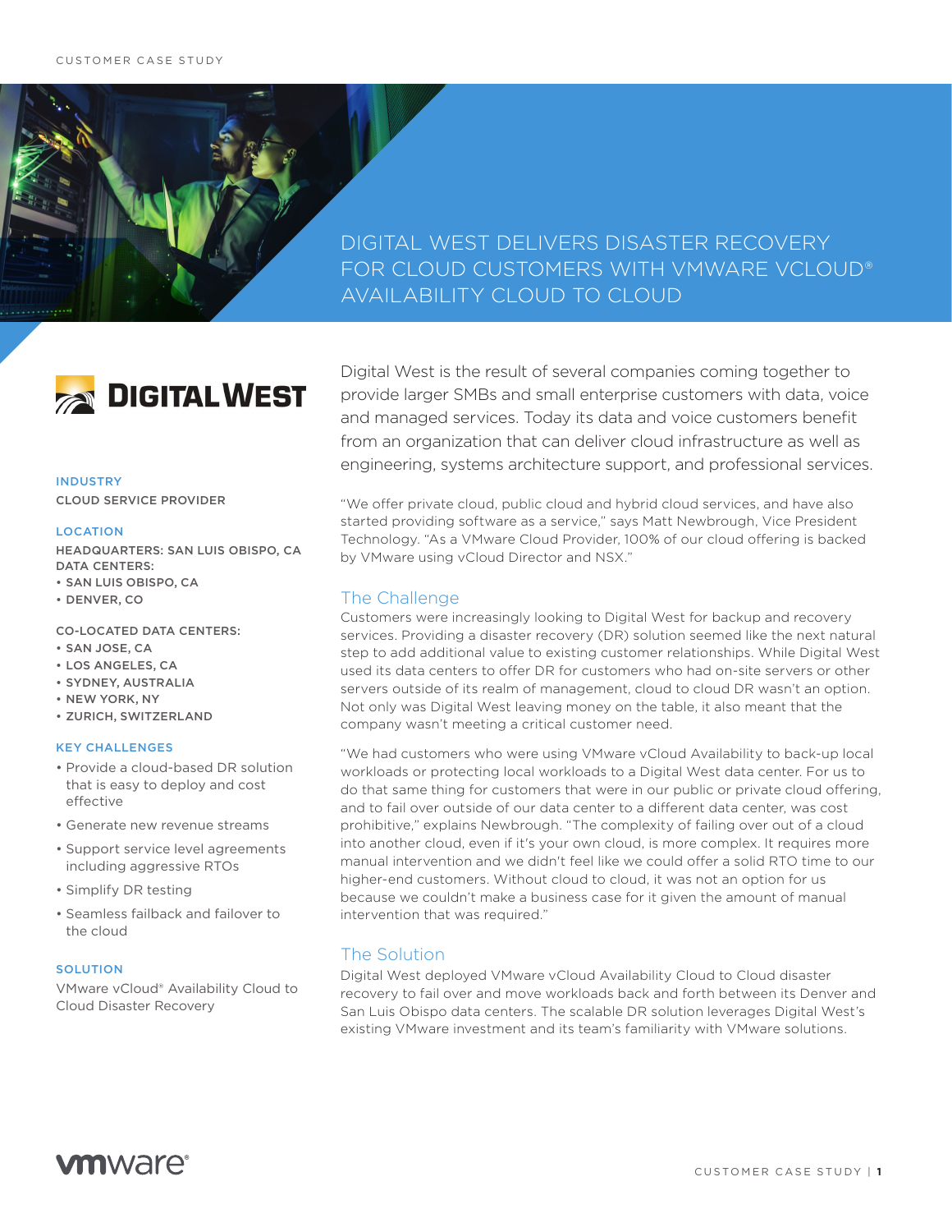CUSTOMER CASE STUDY

# DIGITAL WEST DELIVERS DISASTER RECOVERY FOR CLOUD CUSTOMERS WITH VMWARE VCLOUD® AVAILABILITY CLOUD TO CLOUD

**DIGITAL WEST**

#### INDUSTRY

CLOUD SERVICE PROVIDER

#### LOCATION

HEADQUARTERS: SAN LUIS OBISPO, CA

DATA CENTERS:

- SAN LUIS OBISPO, CA
- DENVER, CO

CO-LOCATED DATA CENTERS:

- SAN JOSE, CA
- LOS ANGELES, CA
- SYDNEY, AUSTRALIA
- NEW YORK, NY
- ZURICH, SWITZERLAND

#### KEY CHALLENGES

- Provide a cloud-based DR solution that is easy to deploy and cost effective
- Generate new revenue streams
- Support service level agreements including aggressive RTOs
- Simplify DR testing
- Seamless failback and failover to the cloud

#### SOLUTION

VMware vCloud® Availability Cloud to Cloud Disaster Recovery

Digital West is the result of several companies coming together to provide larger SMBs and small enterprise customers with data, voice and managed services. Today its data and voice customers benefit from an organization that can deliver cloud infrastructure as well as engineering, systems architecture support, and professional services.

"We offer private cloud, public cloud and hybrid cloud services, and have also started providing software as a service," says Matt Newbrough, Vice President Technology. "As a VMware Cloud Provider, 100% of our cloud offering is backed by VMware using vCloud Director and NSX."

## The Challenge

Customers were increasingly looking to Digital West for backup and recovery services. Providing a disaster recovery (DR) solution seemed like the next natural step to add additional value to existing customer relationships. While Digital West used its data centers to offer DR for customers who had on-site servers or other servers outside of its realm of management, cloud to cloud DR wasn't an option. Not only was Digital West leaving money on the table, it also meant that the company wasn't meeting a critical customer need.

"We had customers who were using VMware vCloud Availability to back-up local workloads or protecting local workloads to a Digital West data center. For us to do that same thing for customers that were in our public or private cloud offering, and to fail over outside of our data center to a different data center, was cost prohibitive," explains Newbrough. "The complexity of failing over out of a cloud into another cloud, even if it's your own cloud, is more complex. It requires more manual intervention and we didn't feel like we could offer a solid RTO time to our higher-end customers. Without cloud to cloud, it was not an option for us because we couldn't make a business case for it given the amount of manual intervention that was required."

## The Solution

Digital West deployed VMware vCloud Availability Cloud to Cloud disaster recovery to fail over and move workloads back and forth between its Denver and San Luis Obispo data centers. The scalable DR solution leverages Digital West's existing VMware investment and its team's familiarity with VMware solutions.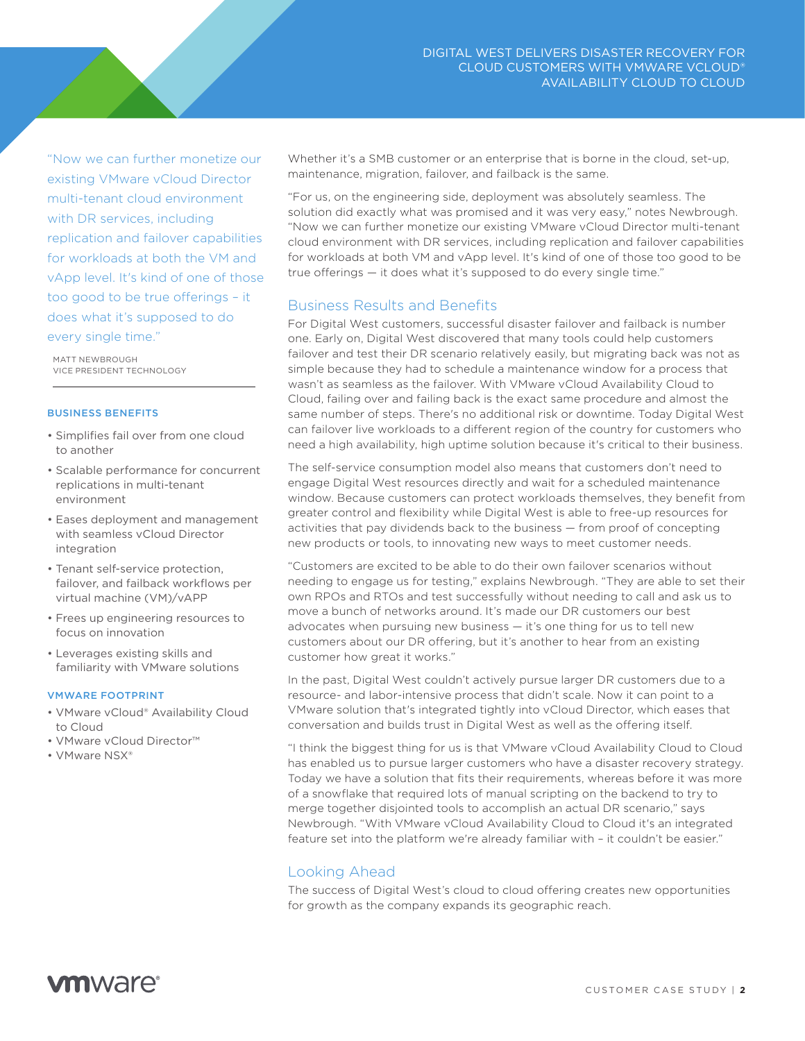"Now we can further monetize our existing VMware vCloud Director multi-tenant cloud environment with DR services, including replication and failover capabilities for workloads at both the VM and vApp level. It's kind of one of those too good to be true offerings – it does what it's supposed to do every single time."

MATT NEWBROUGH
VICE PRESIDENT TECHNOLOGY

#### BUSINESS BENEFITS

- Simplifies fail over from one cloud to another
- Scalable performance for concurrent replications in multi-tenant environment
- Eases deployment and management with seamless vCloud Director integration
- Tenant self-service protection, failover, and failback workflows per virtual machine (VM)/vAPP
- Frees up engineering resources to focus on innovation
- Leverages existing skills and familiarity with VMware solutions

#### VMWARE FOOTPRINT

- VMware vCloud® Availability Cloud to Cloud
- VMware vCloud Director™
- VMware NSX®

Whether it's a SMB customer or an enterprise that is borne in the cloud, set-up, maintenance, migration, failover, and failback is the same.

"For us, on the engineering side, deployment was absolutely seamless. The solution did exactly what was promised and it was very easy," notes Newbrough. "Now we can further monetize our existing VMware vCloud Director multi-tenant cloud environment with DR services, including replication and failover capabilities for workloads at both VM and vApp level. It's kind of one of those too good to be true offerings — it does what it's supposed to do every single time."

## Business Results and Benefits

For Digital West customers, successful disaster failover and failback is number one. Early on, Digital West discovered that many tools could help customers failover and test their DR scenario relatively easily, but migrating back was not as simple because they had to schedule a maintenance window for a process that wasn't as seamless as the failover. With VMware vCloud Availability Cloud to Cloud, failing over and failing back is the exact same procedure and almost the same number of steps. There's no additional risk or downtime. Today Digital West can failover live workloads to a different region of the country for customers who need a high availability, high uptime solution because it's critical to their business.

The self-service consumption model also means that customers don't need to engage Digital West resources directly and wait for a scheduled maintenance window. Because customers can protect workloads themselves, they benefit from greater control and flexibility while Digital West is able to free-up resources for activities that pay dividends back to the business — from proof of concepting new products or tools, to innovating new ways to meet customer needs.

"Customers are excited to be able to do their own failover scenarios without needing to engage us for testing," explains Newbrough. "They are able to set their own RPOs and RTOs and test successfully without needing to call and ask us to move a bunch of networks around. It's made our DR customers our best advocates when pursuing new business — it's one thing for us to tell new customers about our DR offering, but it's another to hear from an existing customer how great it works."

In the past, Digital West couldn't actively pursue larger DR customers due to a resource- and labor-intensive process that didn't scale. Now it can point to a VMware solution that's integrated tightly into vCloud Director, which eases that conversation and builds trust in Digital West as well as the offering itself.

"I think the biggest thing for us is that VMware vCloud Availability Cloud to Cloud has enabled us to pursue larger customers who have a disaster recovery strategy. Today we have a solution that fits their requirements, whereas before it was more of a snowflake that required lots of manual scripting on the backend to try to merge together disjointed tools to accomplish an actual DR scenario," says Newbrough. "With VMware vCloud Availability Cloud to Cloud it's an integrated feature set into the platform we're already familiar with – it couldn't be easier."

## Looking Ahead

The success of Digital West's cloud to cloud offering creates new opportunities for growth as the company expands its geographic reach.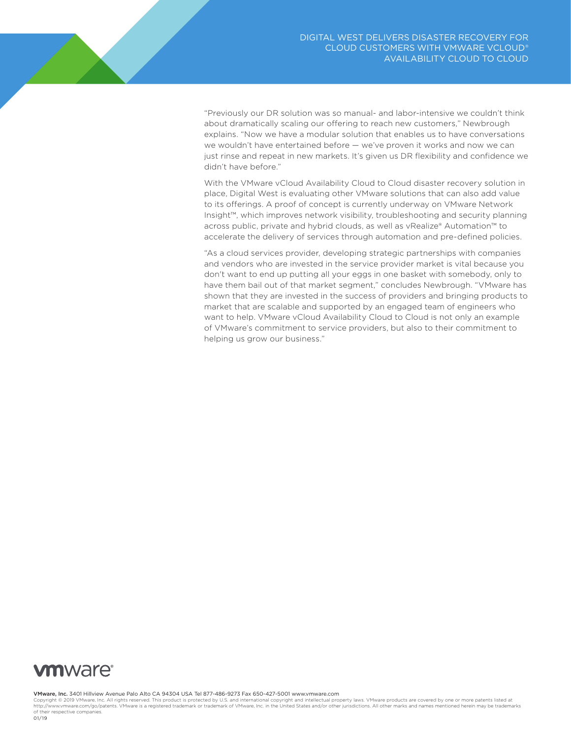"Previously our DR solution was so manual- and labor-intensive we couldn't think about dramatically scaling our offering to reach new customers," Newbrough explains. "Now we have a modular solution that enables us to have conversations we wouldn't have entertained before — we've proven it works and now we can just rinse and repeat in new markets. It's given us DR flexibility and confidence we didn't have before."

With the VMware vCloud Availability Cloud to Cloud disaster recovery solution in place, Digital West is evaluating other VMware solutions that can also add value to its offerings. A proof of concept is currently underway on VMware Network Insight™, which improves network visibility, troubleshooting and security planning across public, private and hybrid clouds, as well as vRealize® Automation™ to accelerate the delivery of services through automation and pre-defined policies.

"As a cloud services provider, developing strategic partnerships with companies and vendors who are invested in the service provider market is vital because you don't want to end up putting all your eggs in one basket with somebody, only to have them bail out of that market segment," concludes Newbrough. "VMware has shown that they are invested in the success of providers and bringing products to market that are scalable and supported by an engaged team of engineers who want to help. VMware vCloud Availability Cloud to Cloud is not only an example of VMware's commitment to service providers, but also to their commitment to helping us grow our business."

**VMware, Inc.** 3401 Hillview Avenue Palo Alto CA 94304 USA Tel 877-486-9273 Fax 650-427-5001 www.vmware.com
Copyright © 2019 VMware, Inc. All rights reserved. This product is protected by U.S. and international copyright and intellectual property laws. VMware products are covered by one or more patents listed at http://www.vmware.com/go/patents. VMware is a registered trademark or trademark of VMware, Inc. in the United States and/or other jurisdictions. All other marks and names mentioned herein may be trademarks of their respective companies.
01/19